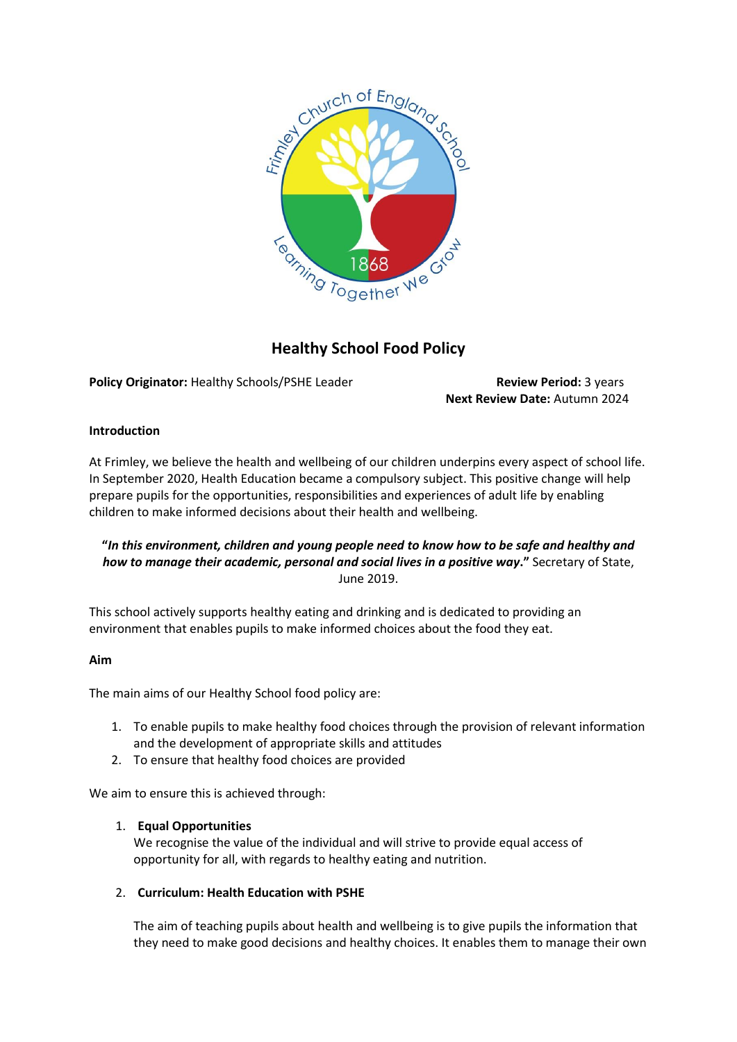# Healthy School Food Policy

**Policy Originator:** Healthy Schools/PSHE Leader

**Review Period:** 3 years
**Next Review Date:** Autumn 2024

**Introduction**

At Frimley, we believe the health and wellbeing of our children underpins every aspect of school life. In September 2020, Health Education became a compulsory subject. This positive change will help prepare pupils for the opportunities, responsibilities and experiences of adult life by enabling children to make informed decisions about their health and wellbeing.

**"*In this environment, children and young people need to know how to be safe and healthy and how to manage their academic, personal and social lives in a positive way*."** Secretary of State, June 2019.

This school actively supports healthy eating and drinking and is dedicated to providing an environment that enables pupils to make informed choices about the food they eat.

**Aim**

The main aims of our Healthy School food policy are:

1. To enable pupils to make healthy food choices through the provision of relevant information and the development of appropriate skills and attitudes
2. To ensure that healthy food choices are provided

We aim to ensure this is achieved through:

1. **Equal Opportunities**
   We recognise the value of the individual and will strive to provide equal access of opportunity for all, with regards to healthy eating and nutrition.

2. **Curriculum: Health Education with PSHE**

   The aim of teaching pupils about health and wellbeing is to give pupils the information that they need to make good decisions and healthy choices. It enables them to manage their own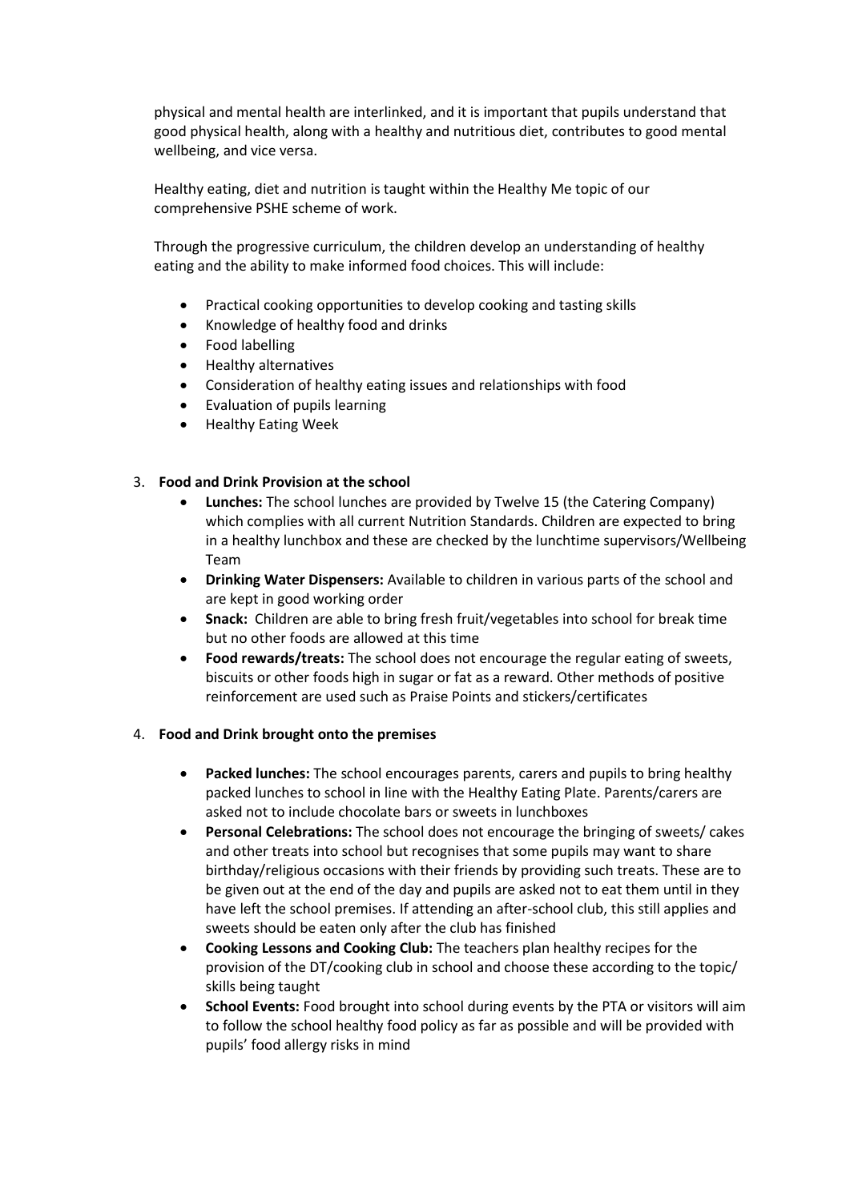physical and mental health are interlinked, and it is important that pupils understand that good physical health, along with a healthy and nutritious diet, contributes to good mental wellbeing, and vice versa.

Healthy eating, diet and nutrition is taught within the Healthy Me topic of our comprehensive PSHE scheme of work.

Through the progressive curriculum, the children develop an understanding of healthy eating and the ability to make informed food choices. This will include:

- Practical cooking opportunities to develop cooking and tasting skills
- Knowledge of healthy food and drinks
- Food labelling
- Healthy alternatives
- Consideration of healthy eating issues and relationships with food
- Evaluation of pupils learning
- Healthy Eating Week

3. **Food and Drink Provision at the school**
    - **Lunches:** The school lunches are provided by Twelve 15 (the Catering Company) which complies with all current Nutrition Standards. Children are expected to bring in a healthy lunchbox and these are checked by the lunchtime supervisors/Wellbeing Team
    - **Drinking Water Dispensers:** Available to children in various parts of the school and are kept in good working order
    - **Snack:** Children are able to bring fresh fruit/vegetables into school for break time but no other foods are allowed at this time
    - **Food rewards/treats:** The school does not encourage the regular eating of sweets, biscuits or other foods high in sugar or fat as a reward. Other methods of positive reinforcement are used such as Praise Points and stickers/certificates

4. **Food and Drink brought onto the premises**
    - **Packed lunches:** The school encourages parents, carers and pupils to bring healthy packed lunches to school in line with the Healthy Eating Plate. Parents/carers are asked not to include chocolate bars or sweets in lunchboxes
    - **Personal Celebrations:** The school does not encourage the bringing of sweets/ cakes and other treats into school but recognises that some pupils may want to share birthday/religious occasions with their friends by providing such treats. These are to be given out at the end of the day and pupils are asked not to eat them until in they have left the school premises. If attending an after-school club, this still applies and sweets should be eaten only after the club has finished
    - **Cooking Lessons and Cooking Club:** The teachers plan healthy recipes for the provision of the DT/cooking club in school and choose these according to the topic/ skills being taught
    - **School Events:** Food brought into school during events by the PTA or visitors will aim to follow the school healthy food policy as far as possible and will be provided with pupils' food allergy risks in mind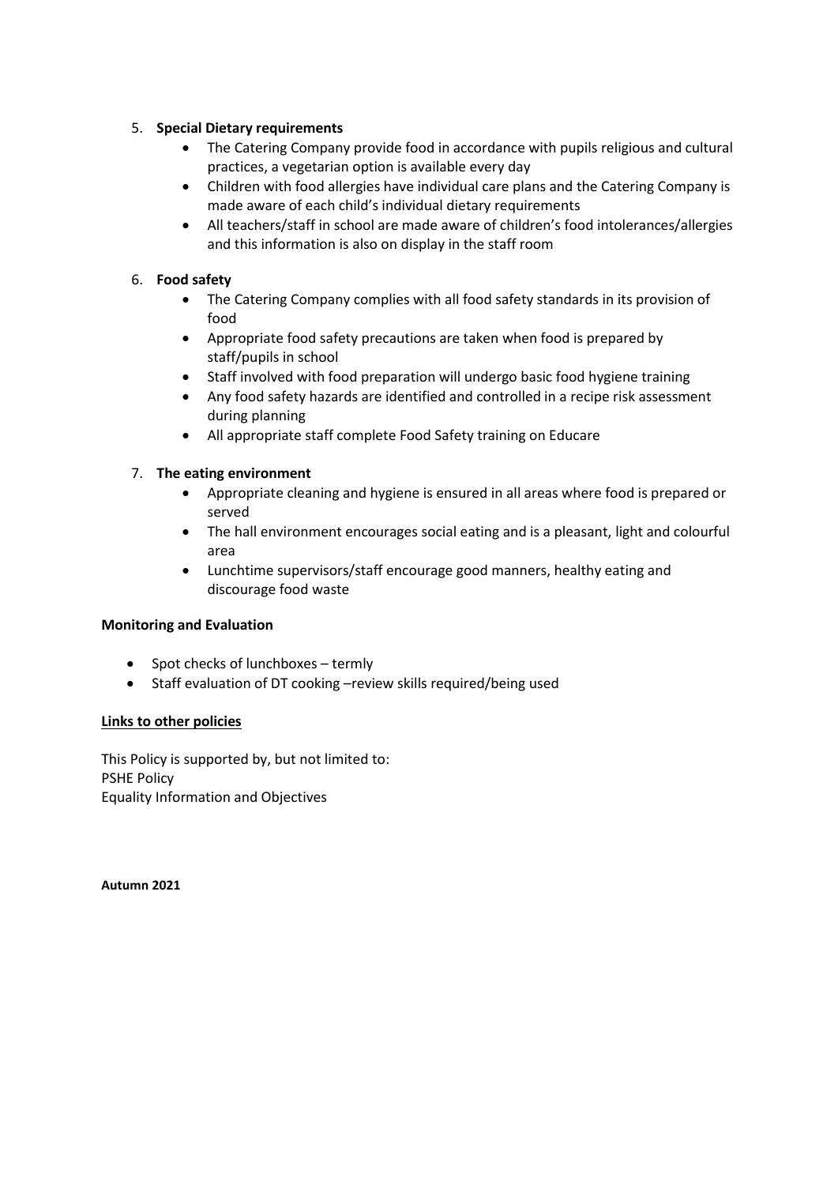5. **Special Dietary requirements**
    - The Catering Company provide food in accordance with pupils religious and cultural practices, a vegetarian option is available every day
    - Children with food allergies have individual care plans and the Catering Company is made aware of each child's individual dietary requirements
    - All teachers/staff in school are made aware of children's food intolerances/allergies and this information is also on display in the staff room

6. **Food safety**
    - The Catering Company complies with all food safety standards in its provision of food
    - Appropriate food safety precautions are taken when food is prepared by staff/pupils in school
    - Staff involved with food preparation will undergo basic food hygiene training
    - Any food safety hazards are identified and controlled in a recipe risk assessment during planning
    - All appropriate staff complete Food Safety training on Educare

7. **The eating environment**
    - Appropriate cleaning and hygiene is ensured in all areas where food is prepared or served
    - The hall environment encourages social eating and is a pleasant, light and colourful area
    - Lunchtime supervisors/staff encourage good manners, healthy eating and discourage food waste

**Monitoring and Evaluation**

- Spot checks of lunchboxes – termly
- Staff evaluation of DT cooking –review skills required/being used

**Links to other policies**

This Policy is supported by, but not limited to:
PSHE Policy
Equality Information and Objectives

**Autumn 2021**